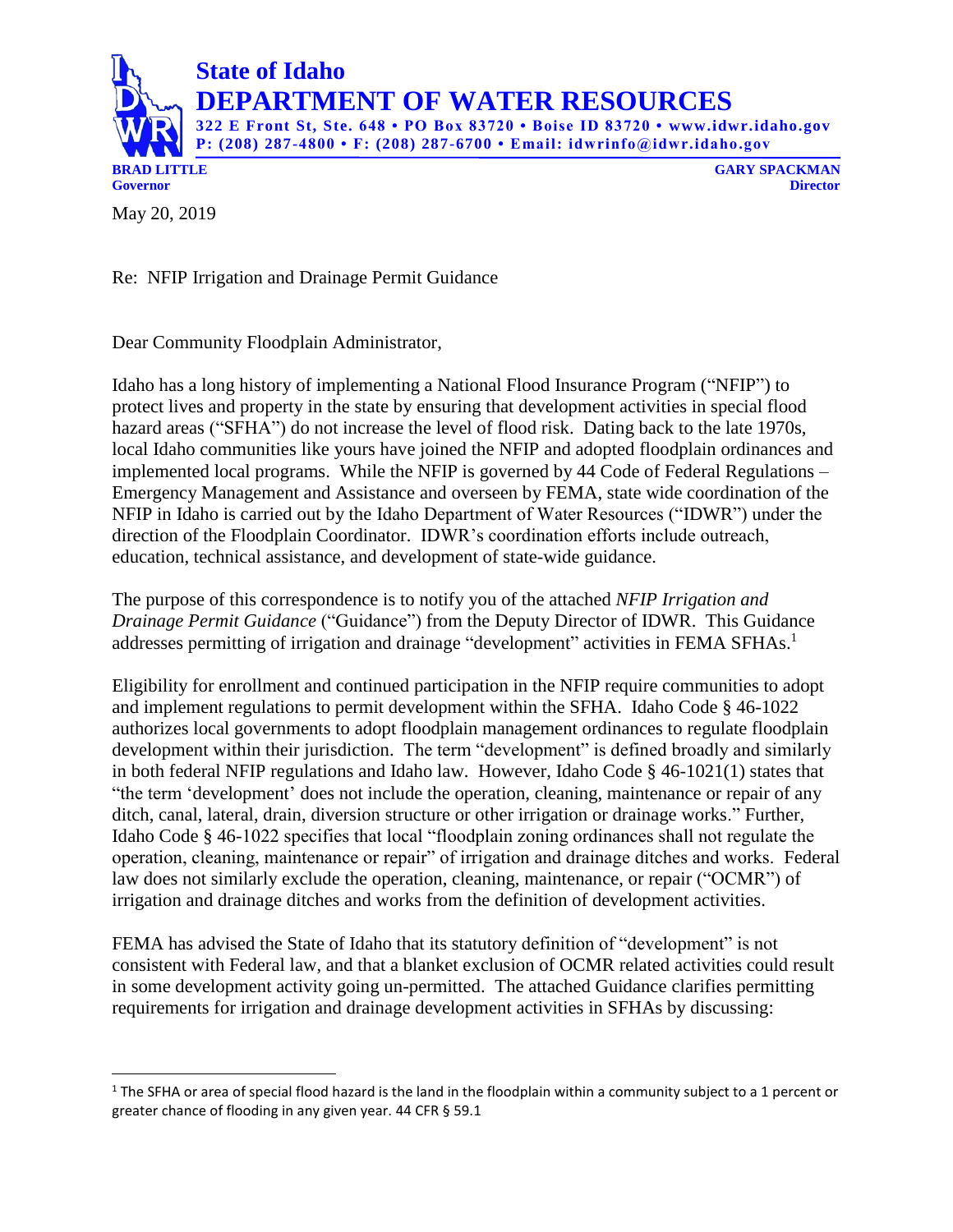# State of Idaho
## DEPARTMENT OF WATER RESOURCES

**322 E Front St, Ste. 648 • PO Box 83720 • Boise ID 83720 • www.idwr.idaho.gov**
**P: (208) 287-4800 • F: (208) 287-6700 • Email: idwrinfo@idwr.idaho.gov**

**BRAD LITTLE**
**Governor**

**GARY SPACKMAN**
**Director**

May 20, 2019

Re: NFIP Irrigation and Drainage Permit Guidance

Dear Community Floodplain Administrator,

Idaho has a long history of implementing a National Flood Insurance Program ("NFIP") to protect lives and property in the state by ensuring that development activities in special flood hazard areas ("SFHA") do not increase the level of flood risk. Dating back to the late 1970s, local Idaho communities like yours have joined the NFIP and adopted floodplain ordinances and implemented local programs. While the NFIP is governed by 44 Code of Federal Regulations – Emergency Management and Assistance and overseen by FEMA, state wide coordination of the NFIP in Idaho is carried out by the Idaho Department of Water Resources ("IDWR") under the direction of the Floodplain Coordinator. IDWR's coordination efforts include outreach, education, technical assistance, and development of state-wide guidance.

The purpose of this correspondence is to notify you of the attached *NFIP Irrigation and Drainage Permit Guidance* ("Guidance") from the Deputy Director of IDWR. This Guidance addresses permitting of irrigation and drainage "development" activities in FEMA SFHAs.[1]

Eligibility for enrollment and continued participation in the NFIP require communities to adopt and implement regulations to permit development within the SFHA. Idaho Code § 46-1022 authorizes local governments to adopt floodplain management ordinances to regulate floodplain development within their jurisdiction. The term "development" is defined broadly and similarly in both federal NFIP regulations and Idaho law. However, Idaho Code § 46-1021(1) states that "the term 'development' does not include the operation, cleaning, maintenance or repair of any ditch, canal, lateral, drain, diversion structure or other irrigation or drainage works." Further, Idaho Code § 46-1022 specifies that local "floodplain zoning ordinances shall not regulate the operation, cleaning, maintenance or repair" of irrigation and drainage ditches and works. Federal law does not similarly exclude the operation, cleaning, maintenance, or repair ("OCMR") of irrigation and drainage ditches and works from the definition of development activities.

FEMA has advised the State of Idaho that its statutory definition of "development" is not consistent with Federal law, and that a blanket exclusion of OCMR related activities could result in some development activity going un-permitted. The attached Guidance clarifies permitting requirements for irrigation and drainage development activities in SFHAs by discussing:

[1] The SFHA or area of special flood hazard is the land in the floodplain within a community subject to a 1 percent or greater chance of flooding in any given year. 44 CFR § 59.1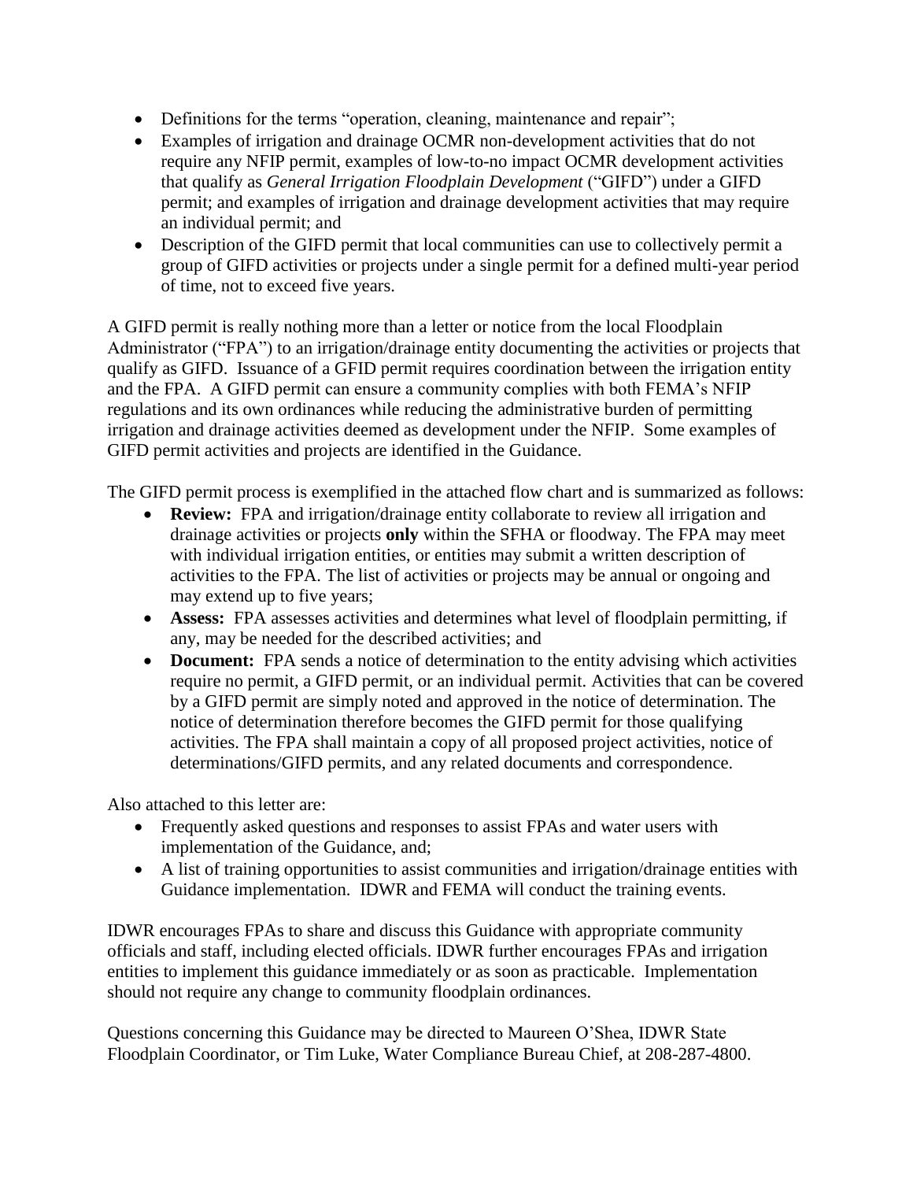- Definitions for the terms "operation, cleaning, maintenance and repair";
- Examples of irrigation and drainage OCMR non-development activities that do not require any NFIP permit, examples of low-to-no impact OCMR development activities that qualify as *General Irrigation Floodplain Development* ("GIFD") under a GIFD permit; and examples of irrigation and drainage development activities that may require an individual permit; and
- Description of the GIFD permit that local communities can use to collectively permit a group of GIFD activities or projects under a single permit for a defined multi-year period of time, not to exceed five years.

A GIFD permit is really nothing more than a letter or notice from the local Floodplain Administrator ("FPA") to an irrigation/drainage entity documenting the activities or projects that qualify as GIFD. Issuance of a GFID permit requires coordination between the irrigation entity and the FPA. A GIFD permit can ensure a community complies with both FEMA's NFIP regulations and its own ordinances while reducing the administrative burden of permitting irrigation and drainage activities deemed as development under the NFIP. Some examples of GIFD permit activities and projects are identified in the Guidance.

The GIFD permit process is exemplified in the attached flow chart and is summarized as follows:

- **Review:** FPA and irrigation/drainage entity collaborate to review all irrigation and drainage activities or projects **only** within the SFHA or floodway. The FPA may meet with individual irrigation entities, or entities may submit a written description of activities to the FPA. The list of activities or projects may be annual or ongoing and may extend up to five years;
- **Assess:** FPA assesses activities and determines what level of floodplain permitting, if any, may be needed for the described activities; and
- **Document:** FPA sends a notice of determination to the entity advising which activities require no permit, a GIFD permit, or an individual permit. Activities that can be covered by a GIFD permit are simply noted and approved in the notice of determination. The notice of determination therefore becomes the GIFD permit for those qualifying activities. The FPA shall maintain a copy of all proposed project activities, notice of determinations/GIFD permits, and any related documents and correspondence.

Also attached to this letter are:

- Frequently asked questions and responses to assist FPAs and water users with implementation of the Guidance, and;
- A list of training opportunities to assist communities and irrigation/drainage entities with Guidance implementation. IDWR and FEMA will conduct the training events.

IDWR encourages FPAs to share and discuss this Guidance with appropriate community officials and staff, including elected officials. IDWR further encourages FPAs and irrigation entities to implement this guidance immediately or as soon as practicable. Implementation should not require any change to community floodplain ordinances.

Questions concerning this Guidance may be directed to Maureen O'Shea, IDWR State Floodplain Coordinator, or Tim Luke, Water Compliance Bureau Chief, at 208-287-4800.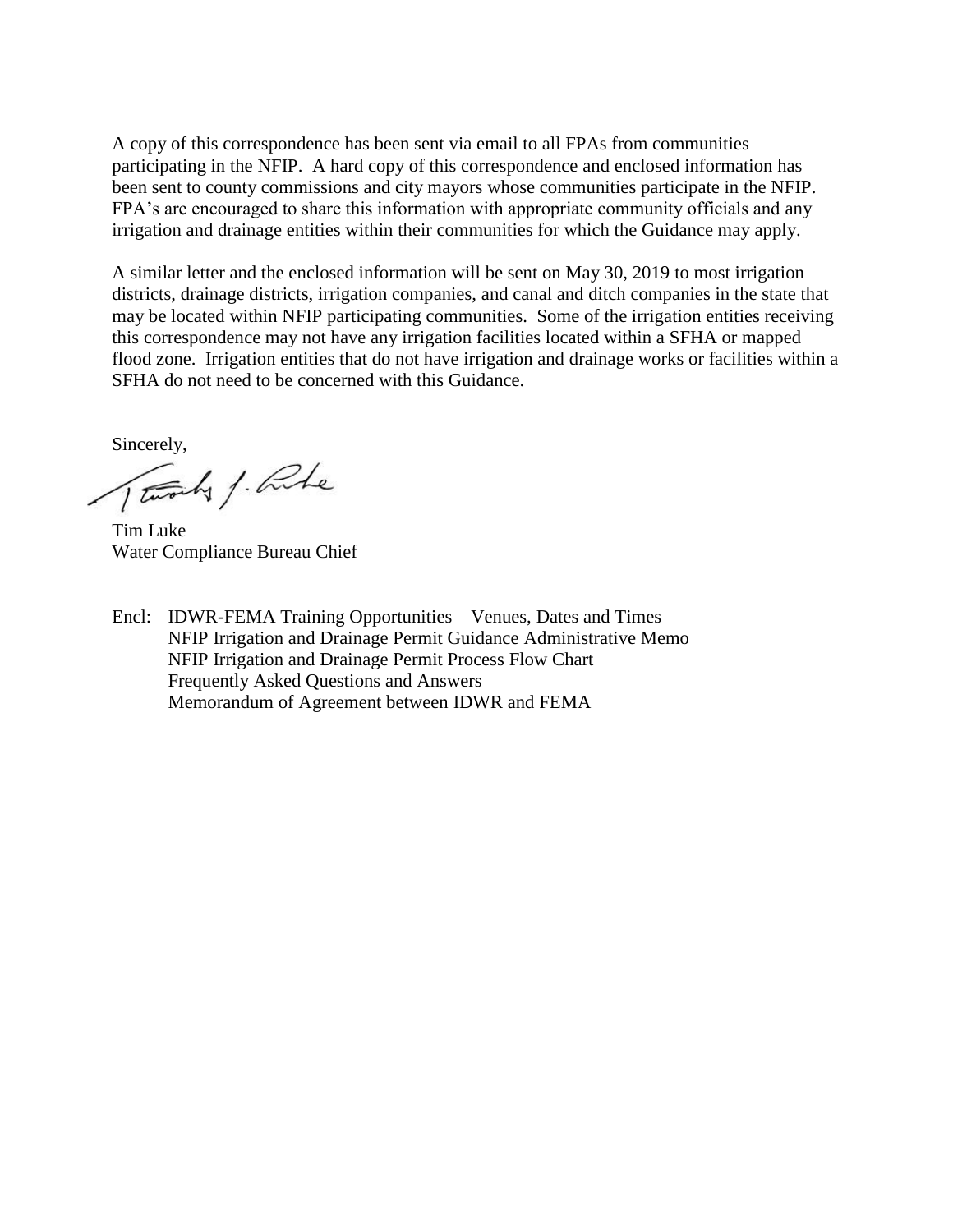A copy of this correspondence has been sent via email to all FPAs from communities participating in the NFIP. A hard copy of this correspondence and enclosed information has been sent to county commissions and city mayors whose communities participate in the NFIP. FPA's are encouraged to share this information with appropriate community officials and any irrigation and drainage entities within their communities for which the Guidance may apply.

A similar letter and the enclosed information will be sent on May 30, 2019 to most irrigation districts, drainage districts, irrigation companies, and canal and ditch companies in the state that may be located within NFIP participating communities. Some of the irrigation entities receiving this correspondence may not have any irrigation facilities located within a SFHA or mapped flood zone. Irrigation entities that do not have irrigation and drainage works or facilities within a SFHA do not need to be concerned with this Guidance.

Sincerely,

Tim Luke
Water Compliance Bureau Chief

Encl: IDWR-FEMA Training Opportunities – Venues, Dates and Times
NFIP Irrigation and Drainage Permit Guidance Administrative Memo
NFIP Irrigation and Drainage Permit Process Flow Chart
Frequently Asked Questions and Answers
Memorandum of Agreement between IDWR and FEMA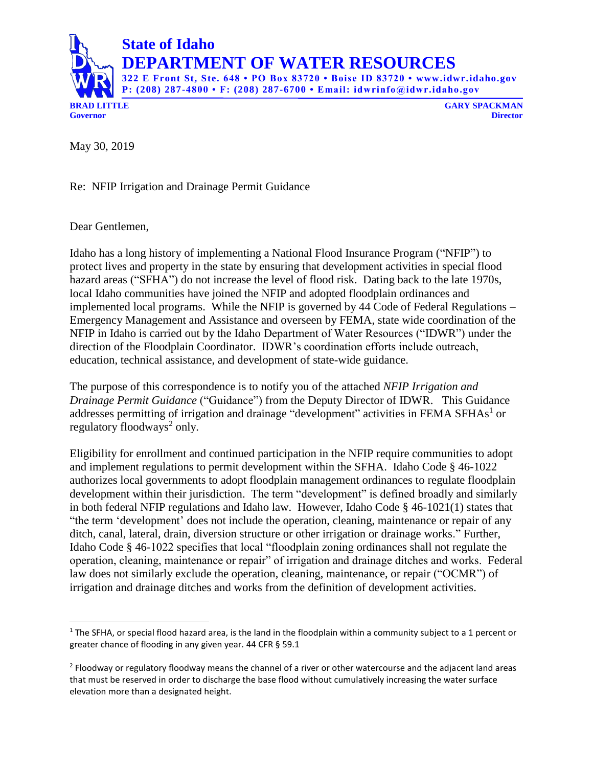# State of Idaho
## DEPARTMENT OF WATER RESOURCES

**322 E Front St, Ste. 648 • PO Box 83720 • Boise ID 83720 • www.idwr.idaho.gov**
**P: (208) 287-4800 • F: (208) 287-6700 • Email: idwrinfo@idwr.idaho.gov**

**BRAD LITTLE**
**Governor**

**GARY SPACKMAN**
**Director**

May 30, 2019

Re: NFIP Irrigation and Drainage Permit Guidance

Dear Gentlemen,

Idaho has a long history of implementing a National Flood Insurance Program ("NFIP") to protect lives and property in the state by ensuring that development activities in special flood hazard areas ("SFHA") do not increase the level of flood risk. Dating back to the late 1970s, local Idaho communities have joined the NFIP and adopted floodplain ordinances and implemented local programs. While the NFIP is governed by 44 Code of Federal Regulations – Emergency Management and Assistance and overseen by FEMA, state wide coordination of the NFIP in Idaho is carried out by the Idaho Department of Water Resources ("IDWR") under the direction of the Floodplain Coordinator. IDWR's coordination efforts include outreach, education, technical assistance, and development of state-wide guidance.

The purpose of this correspondence is to notify you of the attached *NFIP Irrigation and Drainage Permit Guidance* ("Guidance") from the Deputy Director of IDWR. This Guidance addresses permitting of irrigation and drainage "development" activities in FEMA SFHAs[1] or regulatory floodways[2] only.

Eligibility for enrollment and continued participation in the NFIP require communities to adopt and implement regulations to permit development within the SFHA. Idaho Code § 46-1022 authorizes local governments to adopt floodplain management ordinances to regulate floodplain development within their jurisdiction. The term "development" is defined broadly and similarly in both federal NFIP regulations and Idaho law. However, Idaho Code § 46-1021(1) states that "the term 'development' does not include the operation, cleaning, maintenance or repair of any ditch, canal, lateral, drain, diversion structure or other irrigation or drainage works." Further, Idaho Code § 46-1022 specifies that local "floodplain zoning ordinances shall not regulate the operation, cleaning, maintenance or repair" of irrigation and drainage ditches and works. Federal law does not similarly exclude the operation, cleaning, maintenance, or repair ("OCMR") of irrigation and drainage ditches and works from the definition of development activities.

---

[1] The SFHA, or special flood hazard area, is the land in the floodplain within a community subject to a 1 percent or greater chance of flooding in any given year. 44 CFR § 59.1

[2] Floodway or regulatory floodway means the channel of a river or other watercourse and the adjacent land areas that must be reserved in order to discharge the base flood without cumulatively increasing the water surface elevation more than a designated height.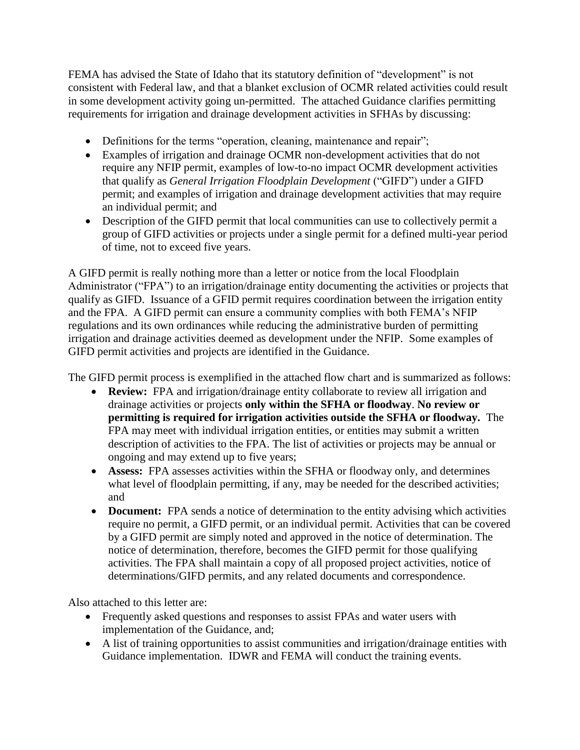FEMA has advised the State of Idaho that its statutory definition of "development" is not consistent with Federal law, and that a blanket exclusion of OCMR related activities could result in some development activity going un-permitted. The attached Guidance clarifies permitting requirements for irrigation and drainage development activities in SFHAs by discussing:

- Definitions for the terms "operation, cleaning, maintenance and repair";
- Examples of irrigation and drainage OCMR non-development activities that do not require any NFIP permit, examples of low-to-no impact OCMR development activities that qualify as *General Irrigation Floodplain Development* ("GIFD") under a GIFD permit; and examples of irrigation and drainage development activities that may require an individual permit; and
- Description of the GIFD permit that local communities can use to collectively permit a group of GIFD activities or projects under a single permit for a defined multi-year period of time, not to exceed five years.

A GIFD permit is really nothing more than a letter or notice from the local Floodplain Administrator ("FPA") to an irrigation/drainage entity documenting the activities or projects that qualify as GIFD. Issuance of a GFID permit requires coordination between the irrigation entity and the FPA. A GIFD permit can ensure a community complies with both FEMA's NFIP regulations and its own ordinances while reducing the administrative burden of permitting irrigation and drainage activities deemed as development under the NFIP. Some examples of GIFD permit activities and projects are identified in the Guidance.

The GIFD permit process is exemplified in the attached flow chart and is summarized as follows:

- **Review:** FPA and irrigation/drainage entity collaborate to review all irrigation and drainage activities or projects **only within the SFHA or floodway**. **No review or permitting is required for irrigation activities outside the SFHA or floodway.** The FPA may meet with individual irrigation entities, or entities may submit a written description of activities to the FPA. The list of activities or projects may be annual or ongoing and may extend up to five years;
- **Assess:** FPA assesses activities within the SFHA or floodway only, and determines what level of floodplain permitting, if any, may be needed for the described activities; and
- **Document:** FPA sends a notice of determination to the entity advising which activities require no permit, a GIFD permit, or an individual permit. Activities that can be covered by a GIFD permit are simply noted and approved in the notice of determination. The notice of determination, therefore, becomes the GIFD permit for those qualifying activities. The FPA shall maintain a copy of all proposed project activities, notice of determinations/GIFD permits, and any related documents and correspondence.

Also attached to this letter are:

- Frequently asked questions and responses to assist FPAs and water users with implementation of the Guidance, and;
- A list of training opportunities to assist communities and irrigation/drainage entities with Guidance implementation. IDWR and FEMA will conduct the training events.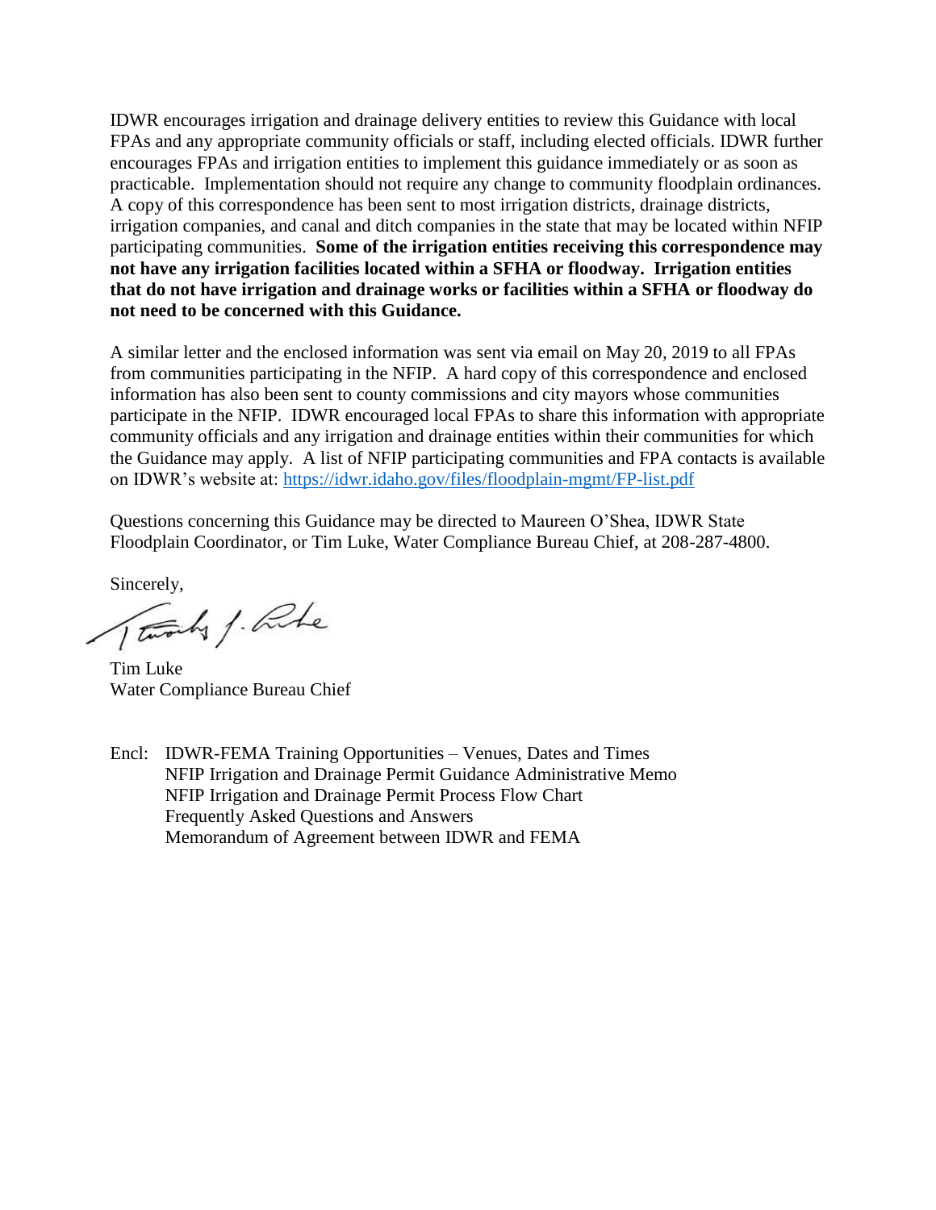IDWR encourages irrigation and drainage delivery entities to review this Guidance with local FPAs and any appropriate community officials or staff, including elected officials. IDWR further encourages FPAs and irrigation entities to implement this guidance immediately or as soon as practicable. Implementation should not require any change to community floodplain ordinances. A copy of this correspondence has been sent to most irrigation districts, drainage districts, irrigation companies, and canal and ditch companies in the state that may be located within NFIP participating communities. **Some of the irrigation entities receiving this correspondence may not have any irrigation facilities located within a SFHA or floodway. Irrigation entities that do not have irrigation and drainage works or facilities within a SFHA or floodway do not need to be concerned with this Guidance.**

A similar letter and the enclosed information was sent via email on May 20, 2019 to all FPAs from communities participating in the NFIP. A hard copy of this correspondence and enclosed information has also been sent to county commissions and city mayors whose communities participate in the NFIP. IDWR encouraged local FPAs to share this information with appropriate community officials and any irrigation and drainage entities within their communities for which the Guidance may apply. A list of NFIP participating communities and FPA contacts is available on IDWR's website at: https://idwr.idaho.gov/files/floodplain-mgmt/FP-list.pdf

Questions concerning this Guidance may be directed to Maureen O'Shea, IDWR State Floodplain Coordinator, or Tim Luke, Water Compliance Bureau Chief, at 208-287-4800.

Sincerely,

Tim Luke
Water Compliance Bureau Chief

Encl: IDWR-FEMA Training Opportunities – Venues, Dates and Times
NFIP Irrigation and Drainage Permit Guidance Administrative Memo
NFIP Irrigation and Drainage Permit Process Flow Chart
Frequently Asked Questions and Answers
Memorandum of Agreement between IDWR and FEMA